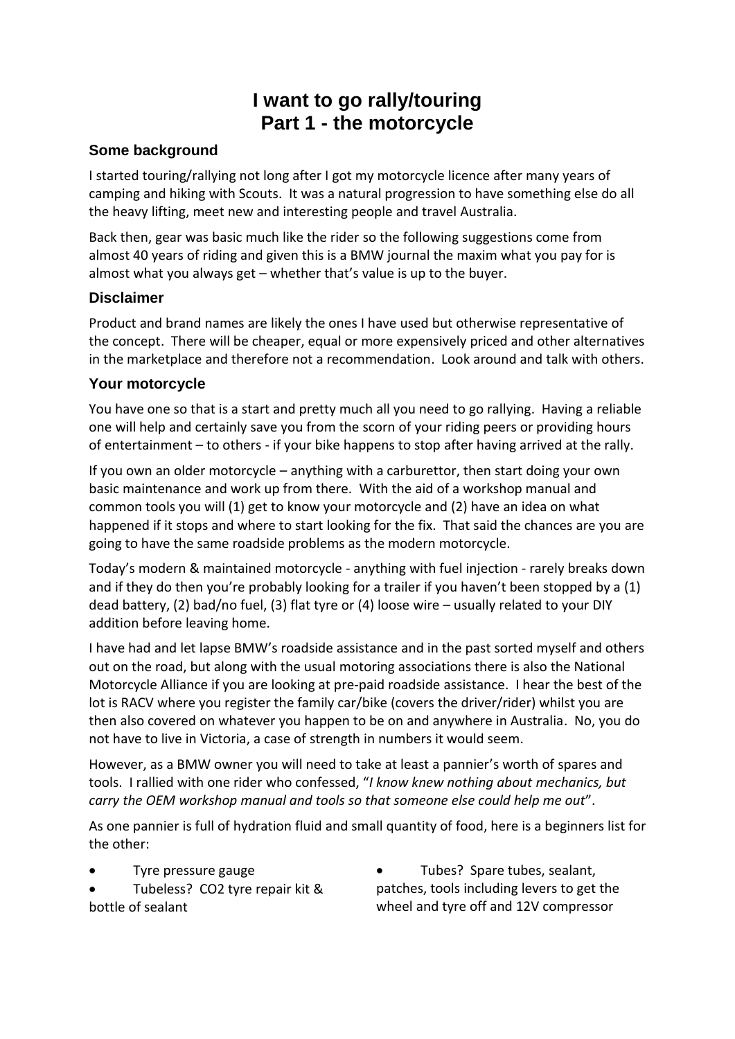# I want to go rally/touring
# Part 1 - the motorcycle

## Some background

I started touring/rallying not long after I got my motorcycle licence after many years of camping and hiking with Scouts. It was a natural progression to have something else do all the heavy lifting, meet new and interesting people and travel Australia.

Back then, gear was basic much like the rider so the following suggestions come from almost 40 years of riding and given this is a BMW journal the maxim what you pay for is almost what you always get – whether that's value is up to the buyer.

## Disclaimer

Product and brand names are likely the ones I have used but otherwise representative of the concept. There will be cheaper, equal or more expensively priced and other alternatives in the marketplace and therefore not a recommendation. Look around and talk with others.

## Your motorcycle

You have one so that is a start and pretty much all you need to go rallying. Having a reliable one will help and certainly save you from the scorn of your riding peers or providing hours of entertainment – to others - if your bike happens to stop after having arrived at the rally.

If you own an older motorcycle – anything with a carburettor, then start doing your own basic maintenance and work up from there. With the aid of a workshop manual and common tools you will (1) get to know your motorcycle and (2) have an idea on what happened if it stops and where to start looking for the fix. That said the chances are you are going to have the same roadside problems as the modern motorcycle.

Today's modern & maintained motorcycle - anything with fuel injection - rarely breaks down and if they do then you're probably looking for a trailer if you haven't been stopped by a (1) dead battery, (2) bad/no fuel, (3) flat tyre or (4) loose wire – usually related to your DIY addition before leaving home.

I have had and let lapse BMW's roadside assistance and in the past sorted myself and others out on the road, but along with the usual motoring associations there is also the National Motorcycle Alliance if you are looking at pre-paid roadside assistance. I hear the best of the lot is RACV where you register the family car/bike (covers the driver/rider) whilst you are then also covered on whatever you happen to be on and anywhere in Australia. No, you do not have to live in Victoria, a case of strength in numbers it would seem.

However, as a BMW owner you will need to take at least a pannier's worth of spares and tools. I rallied with one rider who confessed, "*I know knew nothing about mechanics, but carry the OEM workshop manual and tools so that someone else could help me out*".

As one pannier is full of hydration fluid and small quantity of food, here is a beginners list for the other:

- Tyre pressure gauge
- Tubeless? CO2 tyre repair kit & bottle of sealant
- Tubes? Spare tubes, sealant, patches, tools including levers to get the wheel and tyre off and 12V compressor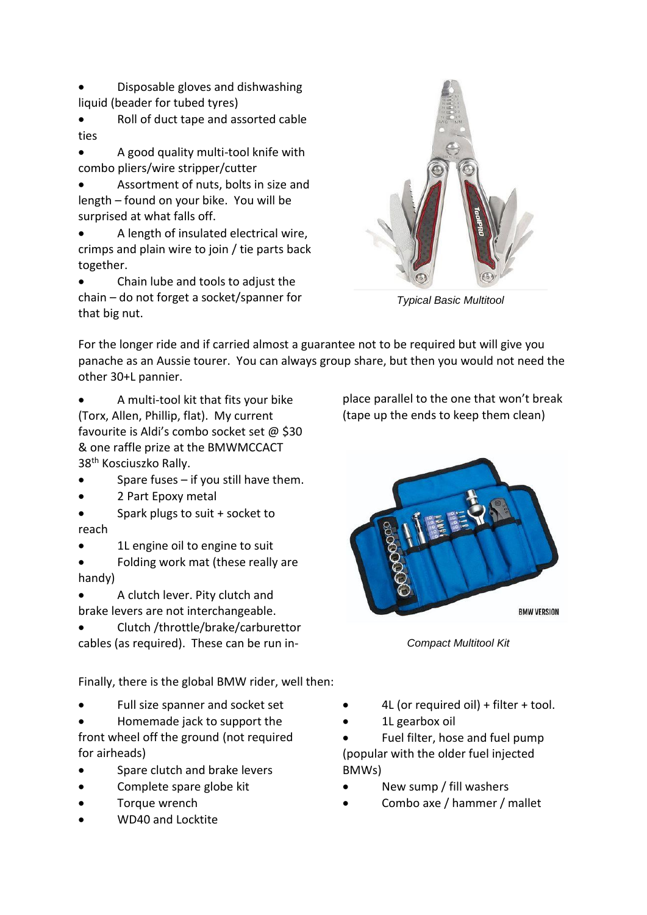- Disposable gloves and dishwashing liquid (beader for tubed tyres)
- Roll of duct tape and assorted cable ties
- A good quality multi-tool knife with combo pliers/wire stripper/cutter
- Assortment of nuts, bolts in size and length – found on your bike. You will be surprised at what falls off.
- A length of insulated electrical wire, crimps and plain wire to join / tie parts back together.
- Chain lube and tools to adjust the chain – do not forget a socket/spanner for that big nut.

*Typical Basic Multitool*

For the longer ride and if carried almost a guarantee not to be required but will give you panache as an Aussie tourer. You can always group share, but then you would not need the other 30+L pannier.

- A multi-tool kit that fits your bike (Torx, Allen, Phillip, flat). My current favourite is Aldi's combo socket set @ $30 & one raffle prize at the BMWMCCACT 38th Kosciuszko Rally.
- Spare fuses – if you still have them.
- 2 Part Epoxy metal
- Spark plugs to suit + socket to reach
- 1L engine oil to engine to suit
- Folding work mat (these really are handy)
- A clutch lever. Pity clutch and brake levers are not interchangeable.
- Clutch /throttle/brake/carburettor cables (as required). These can be run in-place parallel to the one that won't break (tape up the ends to keep them clean)

*Compact Multitool Kit*

Finally, there is the global BMW rider, well then:

- Full size spanner and socket set
- Homemade jack to support the front wheel off the ground (not required for airheads)
- Spare clutch and brake levers
- Complete spare globe kit
- Torque wrench
- WD40 and Locktite
- 4L (or required oil) + filter + tool.
- 1L gearbox oil
- Fuel filter, hose and fuel pump (popular with the older fuel injected BMWs)
- New sump / fill washers
- Combo axe / hammer / mallet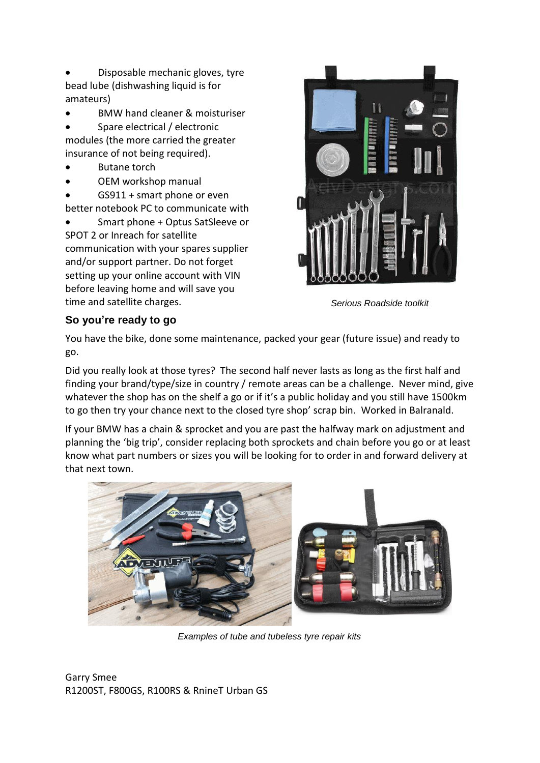- Disposable mechanic gloves, tyre bead lube (dishwashing liquid is for amateurs)
- BMW hand cleaner & moisturiser
- Spare electrical / electronic modules (the more carried the greater insurance of not being required).
- Butane torch
- OEM workshop manual
- GS911 + smart phone or even better notebook PC to communicate with
- Smart phone + Optus SatSleeve or SPOT 2 or Inreach for satellite communication with your spares supplier and/or support partner. Do not forget setting up your online account with VIN before leaving home and will save you time and satellite charges.

*Serious Roadside toolkit*

### So you're ready to go

You have the bike, done some maintenance, packed your gear (future issue) and ready to go.

Did you really look at those tyres? The second half never lasts as long as the first half and finding your brand/type/size in country / remote areas can be a challenge. Never mind, give whatever the shop has on the shelf a go or if it's a public holiday and you still have 1500km to go then try your chance next to the closed tyre shop' scrap bin. Worked in Balranald.

If your BMW has a chain & sprocket and you are past the halfway mark on adjustment and planning the 'big trip', consider replacing both sprockets and chain before you go or at least know what part numbers or sizes you will be looking for to order in and forward delivery at that next town.

*Examples of tube and tubeless tyre repair kits*

Garry Smee
R1200ST, F800GS, R100RS & RnineT Urban GS